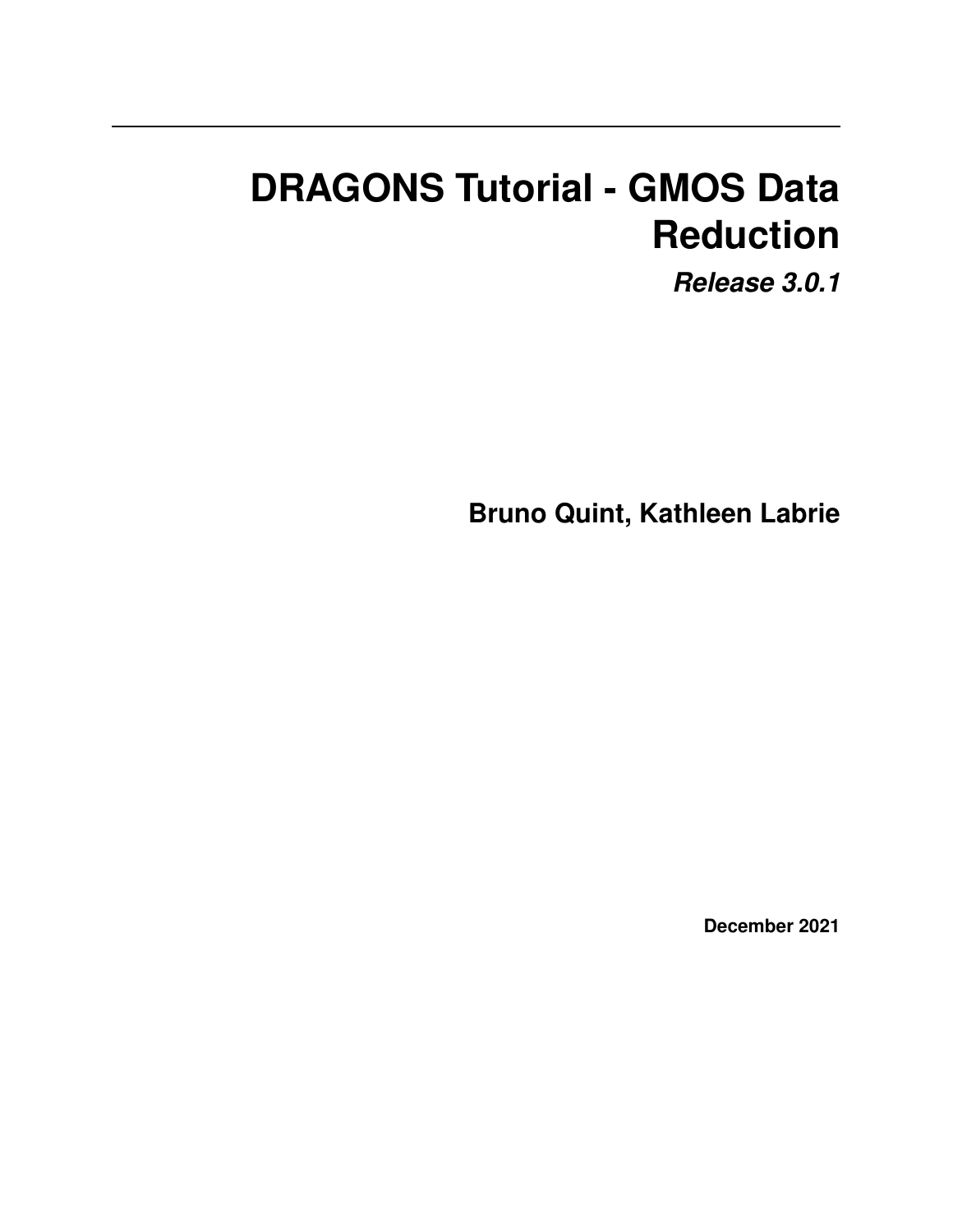# DRAGONS Tutorial - GMOS Data Reduction

***Release 3.0.1***

**Bruno Quint, Kathleen Labrie**

**December 2021**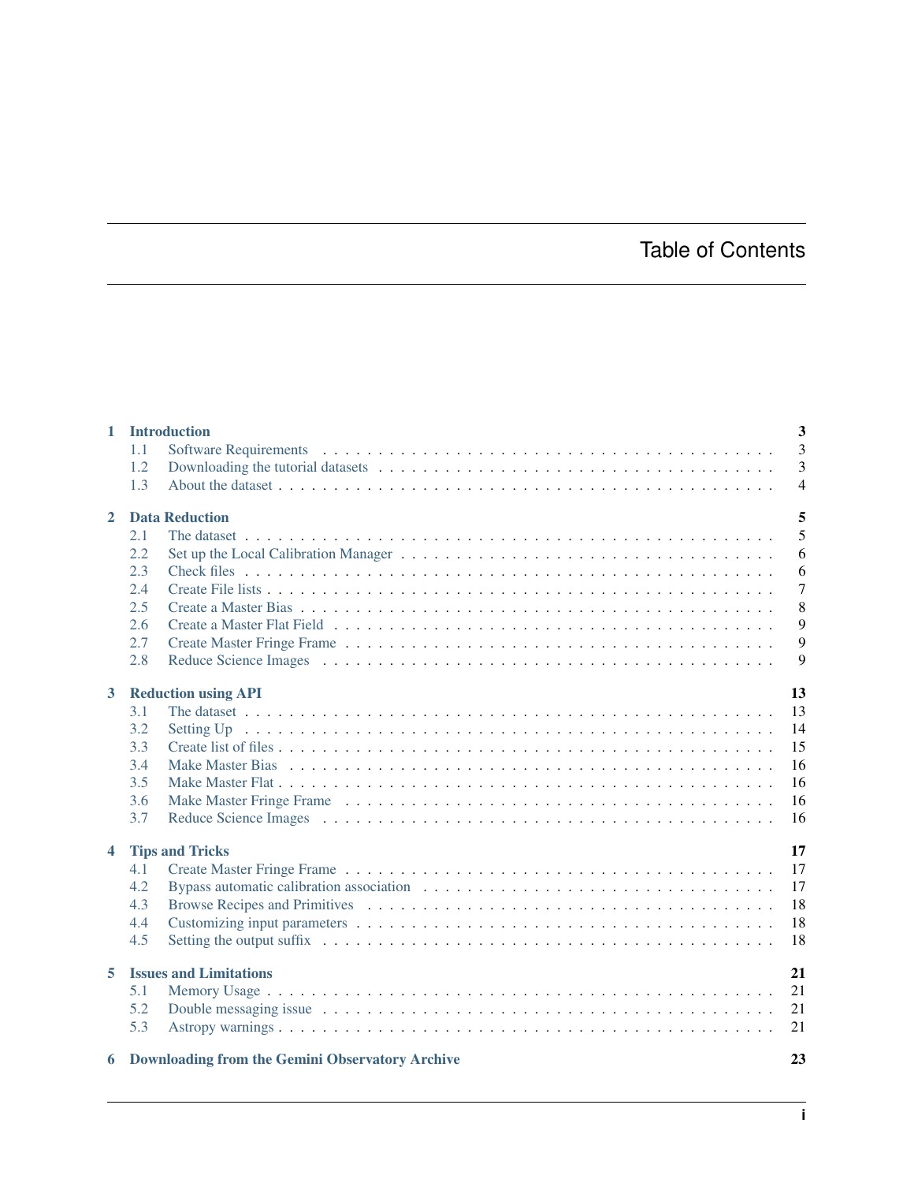# Table of Contents

**1 Introduction** — 3
- 1.1 Software Requirements — 3
- 1.2 Downloading the tutorial datasets — 3
- 1.3 About the dataset — 4

**2 Data Reduction** — 5
- 2.1 The dataset — 5
- 2.2 Set up the Local Calibration Manager — 6
- 2.3 Check files — 6
- 2.4 Create File lists — 7
- 2.5 Create a Master Bias — 8
- 2.6 Create a Master Flat Field — 9
- 2.7 Create Master Fringe Frame — 9
- 2.8 Reduce Science Images — 9

**3 Reduction using API** — 13
- 3.1 The dataset — 13
- 3.2 Setting Up — 14
- 3.3 Create list of files — 15
- 3.4 Make Master Bias — 16
- 3.5 Make Master Flat — 16
- 3.6 Make Master Fringe Frame — 16
- 3.7 Reduce Science Images — 16

**4 Tips and Tricks** — 17
- 4.1 Create Master Fringe Frame — 17
- 4.2 Bypass automatic calibration association — 17
- 4.3 Browse Recipes and Primitives — 18
- 4.4 Customizing input parameters — 18
- 4.5 Setting the output suffix — 18

**5 Issues and Limitations** — 21
- 5.1 Memory Usage — 21
- 5.2 Double messaging issue — 21
- 5.3 Astropy warnings — 21

**6 Downloading from the Gemini Observatory Archive** — 23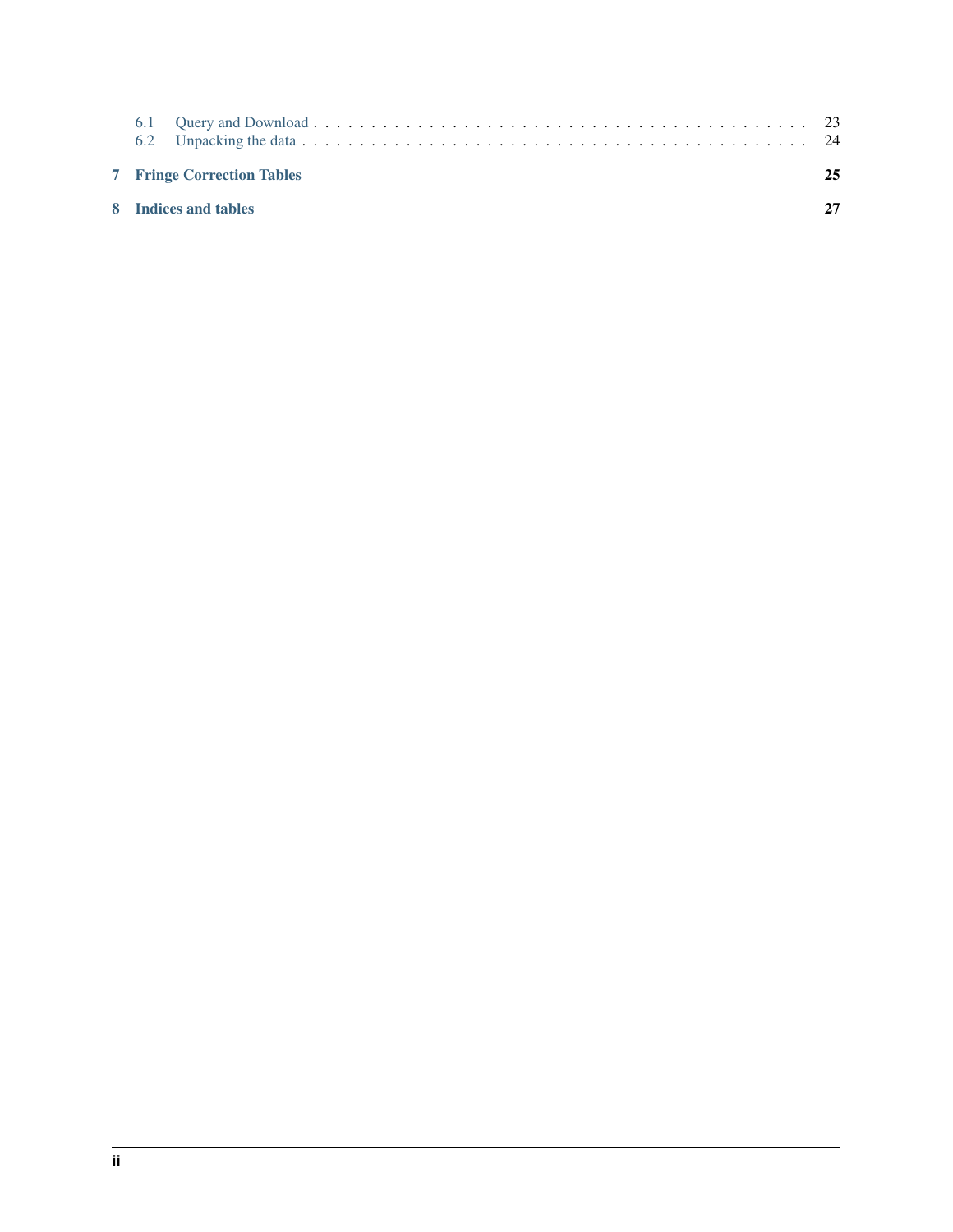6.1 Query and Download . . . . . . . . . . . . . . . . . . . . . . . . . . . . . . . . . . . . . . . . . 23
6.2 Unpacking the data . . . . . . . . . . . . . . . . . . . . . . . . . . . . . . . . . . . . . . . . . 24

**7 Fringe Correction Tables** **25**

**8 Indices and tables** **27**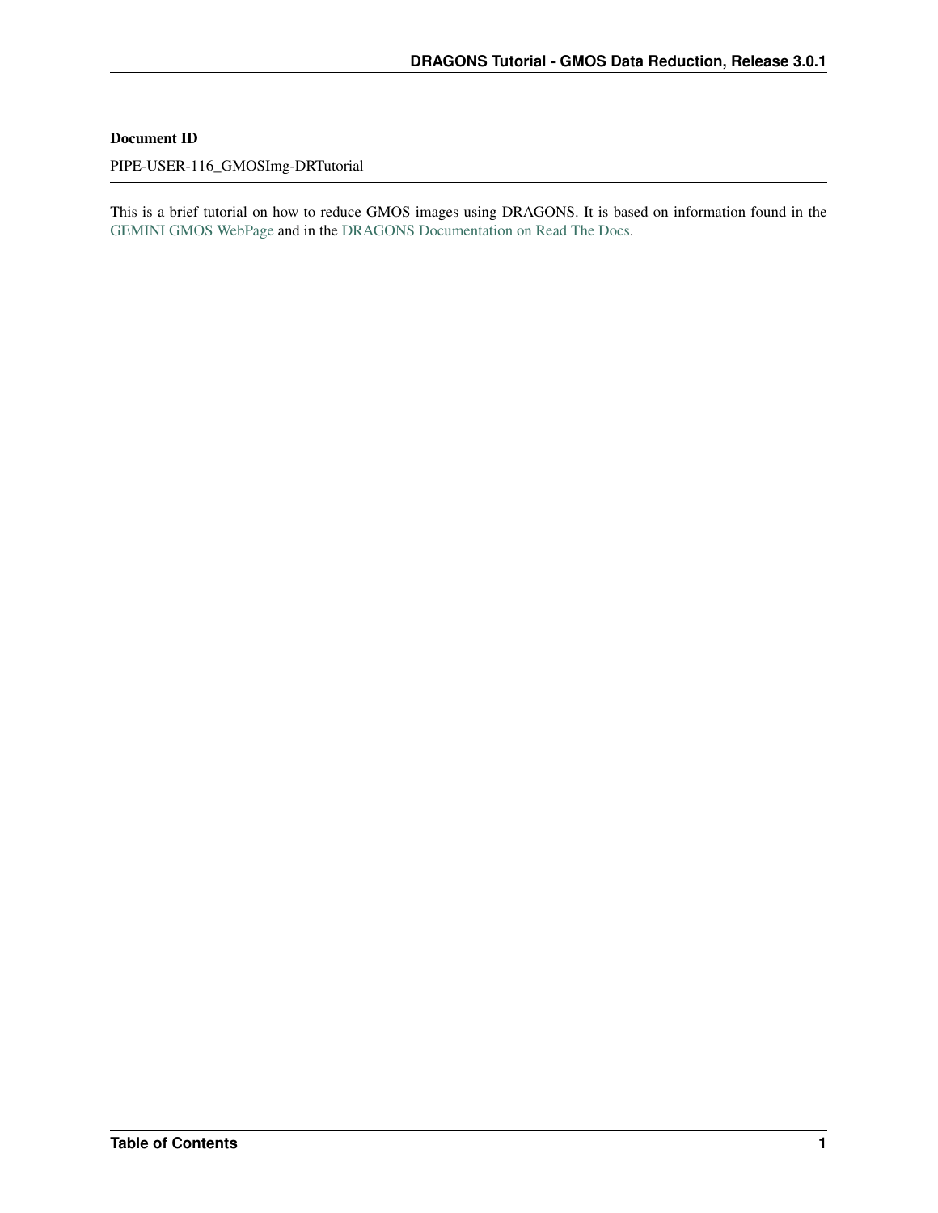**Document ID**

PIPE-USER-116_GMOSImg-DRTutorial

This is a brief tutorial on how to reduce GMOS images using DRAGONS. It is based on information found in the GEMINI GMOS WebPage and in the DRAGONS Documentation on Read The Docs.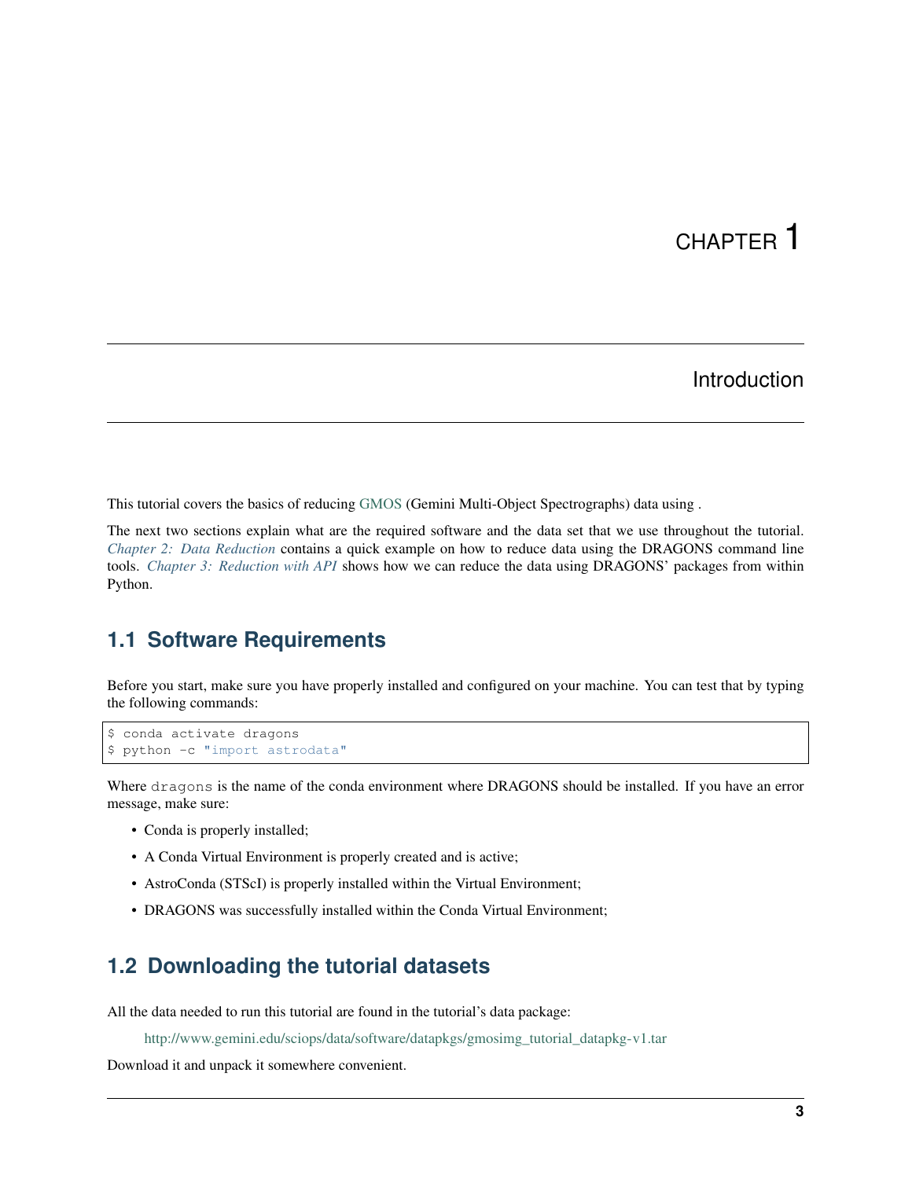# CHAPTER 1

## Introduction

This tutorial covers the basics of reducing GMOS (Gemini Multi-Object Spectrographs) data using .

The next two sections explain what are the required software and the data set that we use throughout the tutorial. *Chapter 2: Data Reduction* contains a quick example on how to reduce data using the DRAGONS command line tools. *Chapter 3: Reduction with API* shows how we can reduce the data using DRAGONS' packages from within Python.

### 1.1 Software Requirements

Before you start, make sure you have properly installed and configured on your machine. You can test that by typing the following commands:

```
$ conda activate dragons
$ python -c "import astrodata"
```

Where `dragons` is the name of the conda environment where DRAGONS should be installed. If you have an error message, make sure:

- Conda is properly installed;
- A Conda Virtual Environment is properly created and is active;
- AstroConda (STScI) is properly installed within the Virtual Environment;
- DRAGONS was successfully installed within the Conda Virtual Environment;

### 1.2 Downloading the tutorial datasets

All the data needed to run this tutorial are found in the tutorial's data package:

> http://www.gemini.edu/sciops/data/software/datapkgs/gmosimg_tutorial_datapkg-v1.tar

Download it and unpack it somewhere convenient.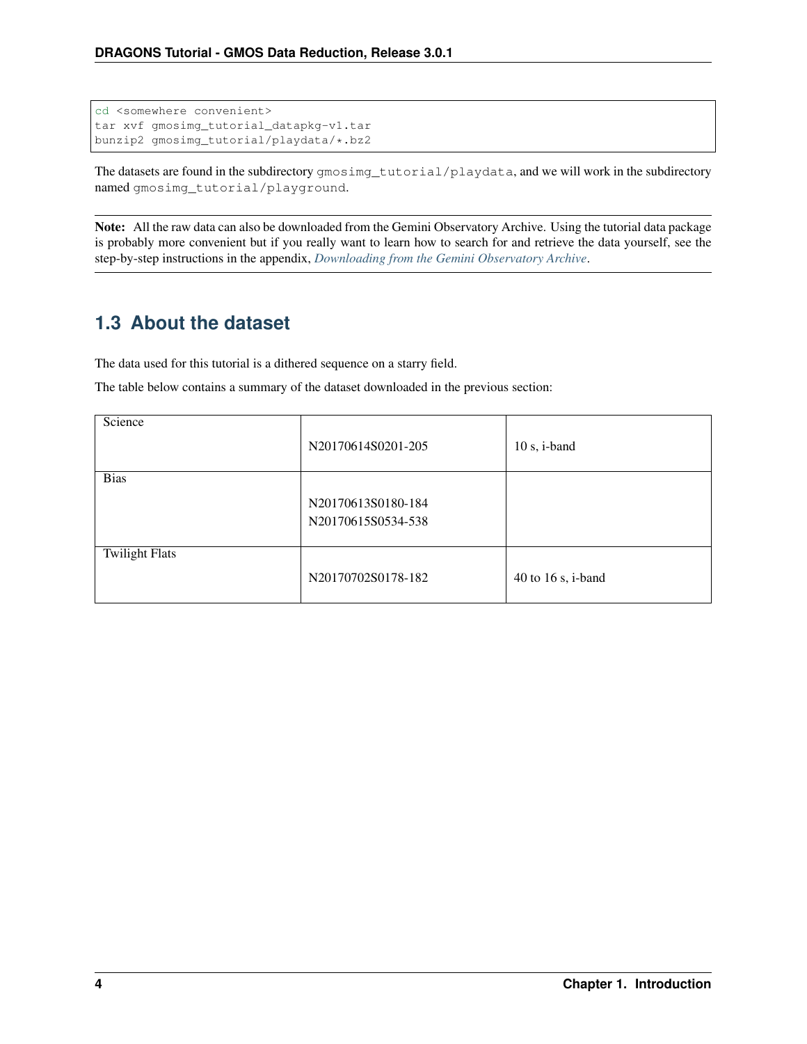```
cd <somewhere convenient>
tar xvf gmosimg_tutorial_datapkg-v1.tar
bunzip2 gmosimg_tutorial/playdata/*.bz2
```

The datasets are found in the subdirectory gmosimg_tutorial/playdata, and we will work in the subdirectory named gmosimg_tutorial/playground.

**Note:** All the raw data can also be downloaded from the Gemini Observatory Archive. Using the tutorial data package is probably more convenient but if you really want to learn how to search for and retrieve the data yourself, see the step-by-step instructions in the appendix, *Downloading from the Gemini Observatory Archive*.

## 1.3 About the dataset

The data used for this tutorial is a dithered sequence on a starry field.

The table below contains a summary of the dataset downloaded in the previous section:

| | | |
|---|---|---|
| Science | N20170614S0201-205 | 10 s, i-band |
| Bias | N20170613S0180-184<br>N20170615S0534-538 | |
| Twilight Flats | N20170702S0178-182 | 40 to 16 s, i-band |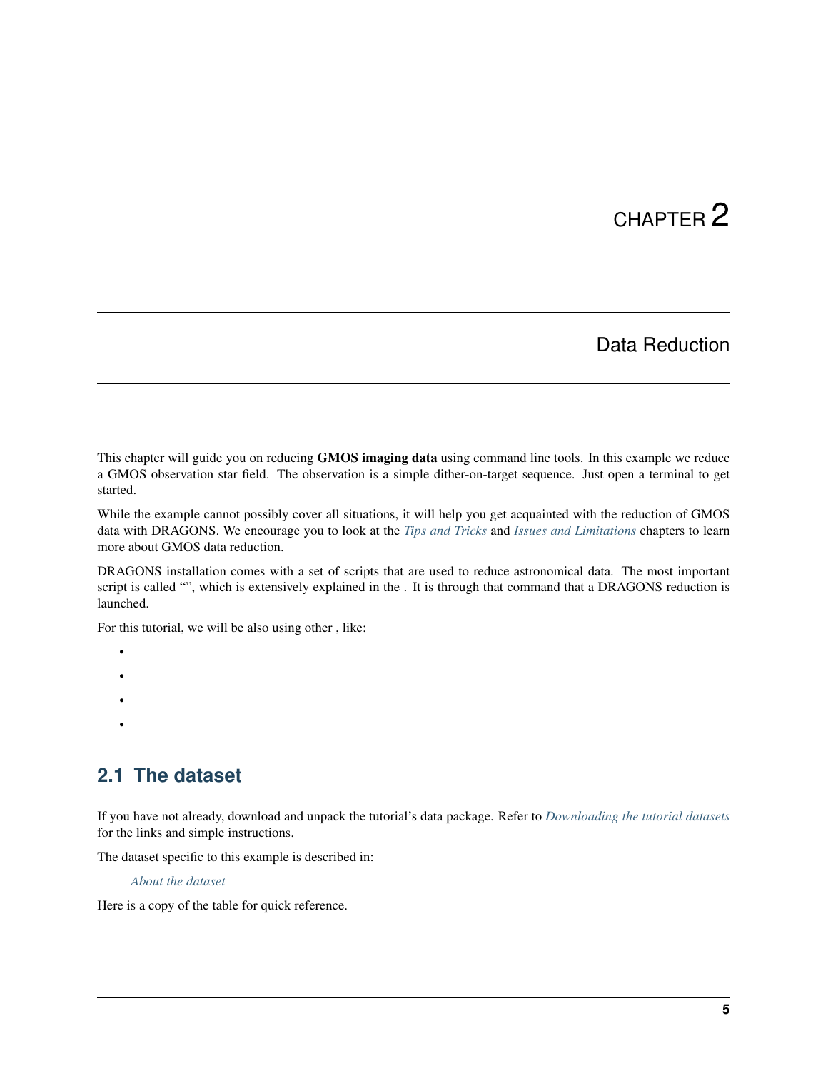# CHAPTER 2

## Data Reduction

This chapter will guide you on reducing **GMOS imaging data** using command line tools. In this example we reduce a GMOS observation star field. The observation is a simple dither-on-target sequence. Just open a terminal to get started.

While the example cannot possibly cover all situations, it will help you get acquainted with the reduction of GMOS data with DRAGONS. We encourage you to look at the *Tips and Tricks* and *Issues and Limitations* chapters to learn more about GMOS data reduction.

DRAGONS installation comes with a set of scripts that are used to reduce astronomical data. The most important script is called "", which is extensively explained in the . It is through that command that a DRAGONS reduction is launched.

For this tutorial, we will be also using other , like:

- 
- 
- 
- 

## 2.1 The dataset

If you have not already, download and unpack the tutorial's data package. Refer to *Downloading the tutorial datasets* for the links and simple instructions.

The dataset specific to this example is described in:

> *About the dataset*

Here is a copy of the table for quick reference.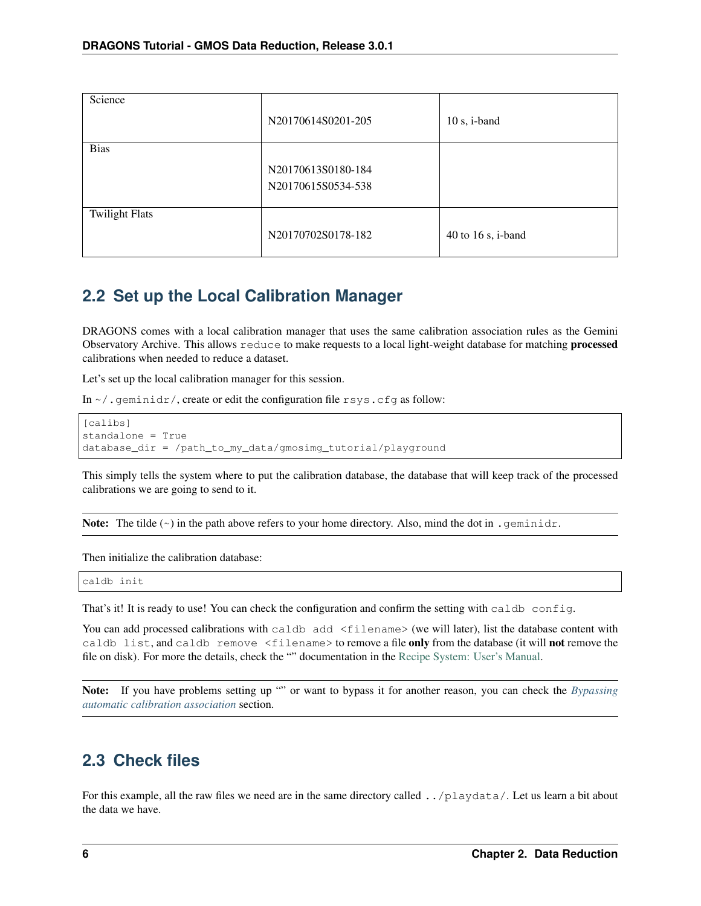| | | |
|---|---|---|
| Science | N20170614S0201-205 | 10 s, i-band |
| Bias | N20170613S0180-184<br>N20170615S0534-538 | |
| Twilight Flats | N20170702S0178-182 | 40 to 16 s, i-band |

## 2.2 Set up the Local Calibration Manager

DRAGONS comes with a local calibration manager that uses the same calibration association rules as the Gemini Observatory Archive. This allows `reduce` to make requests to a local light-weight database for matching **processed** calibrations when needed to reduce a dataset.

Let's set up the local calibration manager for this session.

In `~/.geminidr/`, create or edit the configuration file `rsys.cfg` as follow:

```
[calibs]
standalone = True
database_dir = /path_to_my_data/gmosimg_tutorial/playground
```

This simply tells the system where to put the calibration database, the database that will keep track of the processed calibrations we are going to send to it.

**Note:** The tilde (~) in the path above refers to your home directory. Also, mind the dot in `.geminidr`.

Then initialize the calibration database:

```
caldb init
```

That's it! It is ready to use! You can check the configuration and confirm the setting with `caldb config`.

You can add processed calibrations with `caldb add <filename>` (we will later), list the database content with `caldb list`, and `caldb remove <filename>` to remove a file **only** from the database (it will **not** remove the file on disk). For more the details, check the "" documentation in the Recipe System: User's Manual.

**Note:** If you have problems setting up "" or want to bypass it for another reason, you can check the *Bypassing automatic calibration association* section.

## 2.3 Check files

For this example, all the raw files we need are in the same directory called `../playdata/`. Let us learn a bit about the data we have.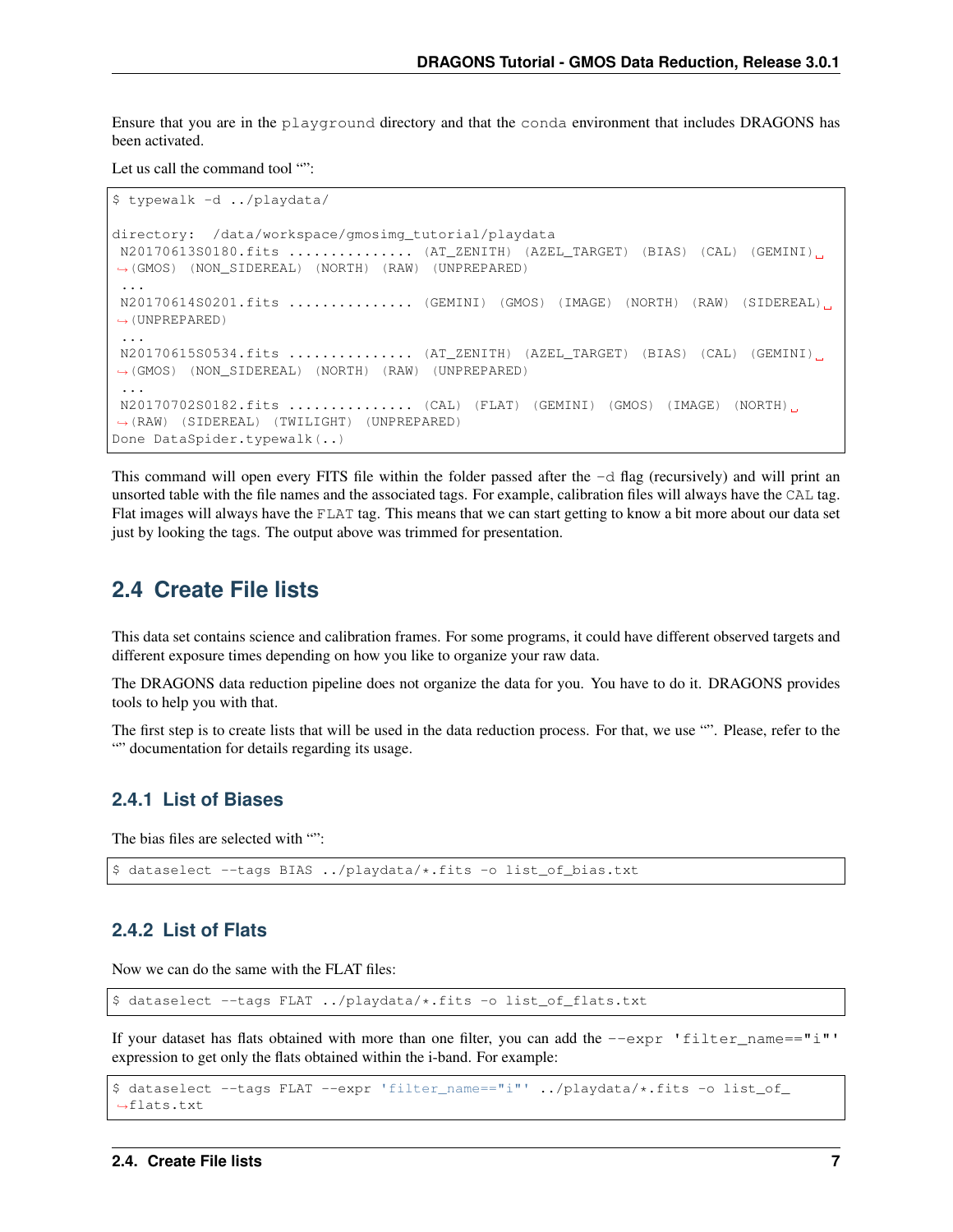Ensure that you are in the playground directory and that the conda environment that includes DRAGONS has been activated.

Let us call the command tool "":

```
$ typewalk -d ../playdata/

directory:  /data/workspace/gmosimg_tutorial/playdata
 N20170613S0180.fits ............... (AT_ZENITH) (AZEL_TARGET) (BIAS) (CAL) (GEMINI)
↪(GMOS) (NON_SIDEREAL) (NORTH) (RAW) (UNPREPARED)
 ...
 N20170614S0201.fits ............... (GEMINI) (GMOS) (IMAGE) (NORTH) (RAW) (SIDEREAL)
↪(UNPREPARED)
 ...
 N20170615S0534.fits ............... (AT_ZENITH) (AZEL_TARGET) (BIAS) (CAL) (GEMINI)
↪(GMOS) (NON_SIDEREAL) (NORTH) (RAW) (UNPREPARED)
 ...
 N20170702S0182.fits ............... (CAL) (FLAT) (GEMINI) (GMOS) (IMAGE) (NORTH)
↪(RAW) (SIDEREAL) (TWILIGHT) (UNPREPARED)
Done DataSpider.typewalk(..)
```

This command will open every FITS file within the folder passed after the -d flag (recursively) and will print an unsorted table with the file names and the associated tags. For example, calibration files will always have the CAL tag. Flat images will always have the FLAT tag. This means that we can start getting to know a bit more about our data set just by looking the tags. The output above was trimmed for presentation.

## 2.4 Create File lists

This data set contains science and calibration frames. For some programs, it could have different observed targets and different exposure times depending on how you like to organize your raw data.

The DRAGONS data reduction pipeline does not organize the data for you. You have to do it. DRAGONS provides tools to help you with that.

The first step is to create lists that will be used in the data reduction process. For that, we use "". Please, refer to the "" documentation for details regarding its usage.

### 2.4.1 List of Biases

The bias files are selected with "":

```
$ dataselect --tags BIAS ../playdata/*.fits -o list_of_bias.txt
```

### 2.4.2 List of Flats

Now we can do the same with the FLAT files:

```
$ dataselect --tags FLAT ../playdata/*.fits -o list_of_flats.txt
```

If your dataset has flats obtained with more than one filter, you can add the --expr 'filter_name=="i"' expression to get only the flats obtained within the i-band. For example:

```
$ dataselect --tags FLAT --expr 'filter_name=="i"' ../playdata/*.fits -o list_of_
↪flats.txt
```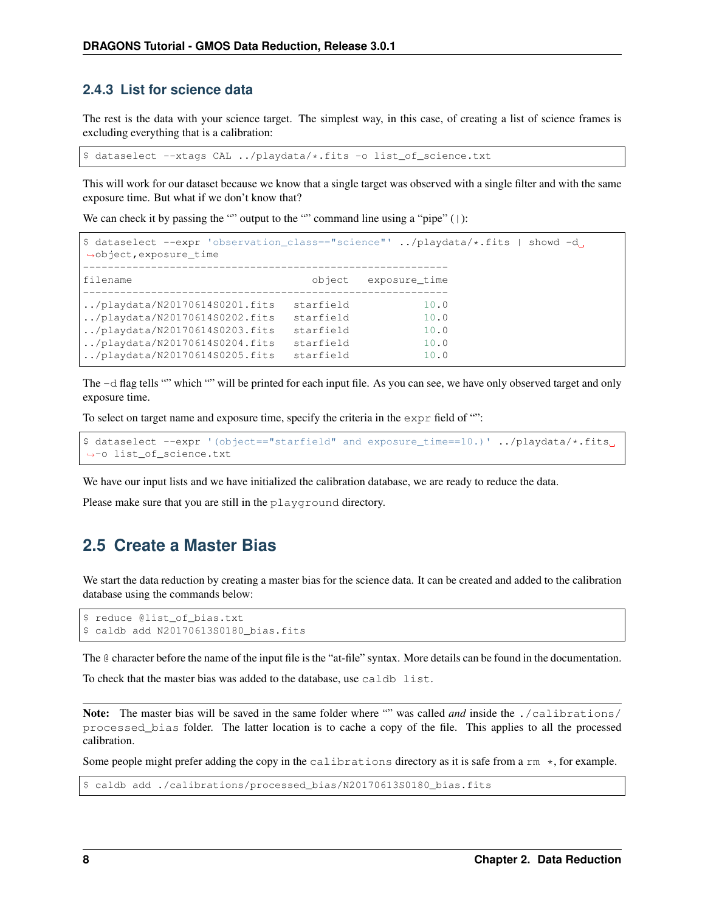### 2.4.3 List for science data

The rest is the data with your science target. The simplest way, in this case, of creating a list of science frames is excluding everything that is a calibration:

```
$ dataselect --xtags CAL ../playdata/*.fits -o list_of_science.txt
```

This will work for our dataset because we know that a single target was observed with a single filter and with the same exposure time. But what if we don't know that?

We can check it by passing the "" output to the "" command line using a "pipe" (|):

```
$ dataselect --expr 'observation_class=="science"' ../playdata/*.fits | showd -d
↪object,exposure_time
-----------------------------------------------------------
filename                                  object   exposure_time
-----------------------------------------------------------
../playdata/N20170614S0201.fits   starfield            10.0
../playdata/N20170614S0202.fits   starfield            10.0
../playdata/N20170614S0203.fits   starfield            10.0
../playdata/N20170614S0204.fits   starfield            10.0
../playdata/N20170614S0205.fits   starfield            10.0
```

The -d flag tells "" which "" will be printed for each input file. As you can see, we have only observed target and only exposure time.

To select on target name and exposure time, specify the criteria in the expr field of "":

```
$ dataselect --expr '(object=="starfield" and exposure_time==10.)' ../playdata/*.fits
↪-o list_of_science.txt
```

We have our input lists and we have initialized the calibration database, we are ready to reduce the data.

Please make sure that you are still in the playground directory.

## 2.5 Create a Master Bias

We start the data reduction by creating a master bias for the science data. It can be created and added to the calibration database using the commands below:

```
$ reduce @list_of_bias.txt
$ caldb add N20170613S0180_bias.fits
```

The @ character before the name of the input file is the "at-file" syntax. More details can be found in the documentation.

To check that the master bias was added to the database, use caldb list.

---

**Note:** The master bias will be saved in the same folder where "" was called *and* inside the ./calibrations/processed_bias folder. The latter location is to cache a copy of the file. This applies to all the processed calibration.

Some people might prefer adding the copy in the calibrations directory as it is safe from a rm *, for example.

```
$ caldb add ./calibrations/processed_bias/N20170613S0180_bias.fits
```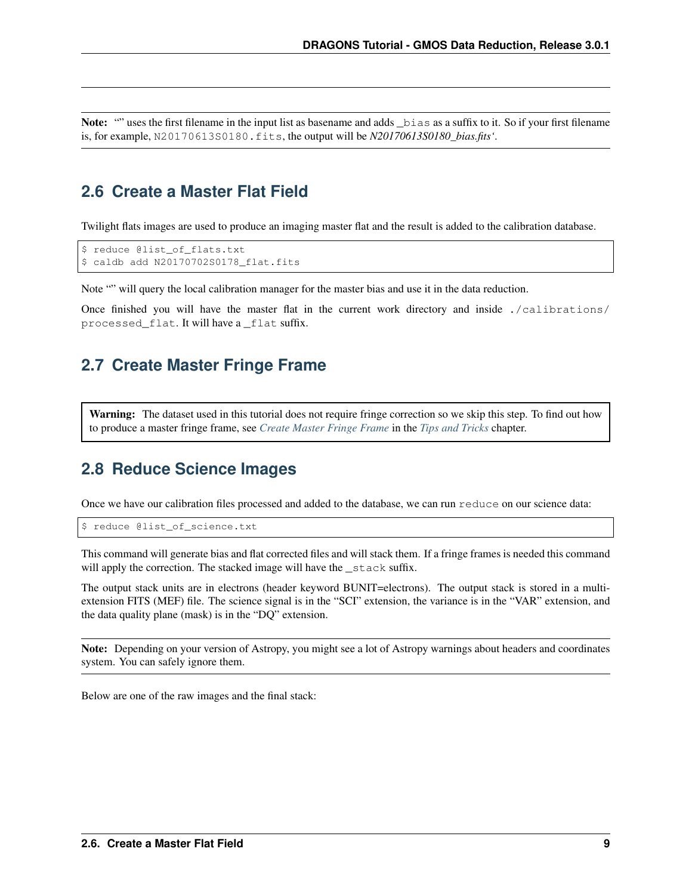**Note:** "" uses the first filename in the input list as basename and adds `_bias` as a suffix to it. So if your first filename is, for example, `N20170613S0180.fits`, the output will be *N20170613S0180_bias.fits'*.

## 2.6 Create a Master Flat Field

Twilight flats images are used to produce an imaging master flat and the result is added to the calibration database.

```
$ reduce @list_of_flats.txt
$ caldb add N20170702S0178_flat.fits
```

Note "" will query the local calibration manager for the master bias and use it in the data reduction.

Once finished you will have the master flat in the current work directory and inside `./calibrations/processed_flat`. It will have a `_flat` suffix.

## 2.7 Create Master Fringe Frame

**Warning:** The dataset used in this tutorial does not require fringe correction so we skip this step. To find out how to produce a master fringe frame, see *Create Master Fringe Frame* in the *Tips and Tricks* chapter.

## 2.8 Reduce Science Images

Once we have our calibration files processed and added to the database, we can run `reduce` on our science data:

```
$ reduce @list_of_science.txt
```

This command will generate bias and flat corrected files and will stack them. If a fringe frames is needed this command will apply the correction. The stacked image will have the `_stack` suffix.

The output stack units are in electrons (header keyword BUNIT=electrons). The output stack is stored in a multi-extension FITS (MEF) file. The science signal is in the "SCI" extension, the variance is in the "VAR" extension, and the data quality plane (mask) is in the "DQ" extension.

**Note:** Depending on your version of Astropy, you might see a lot of Astropy warnings about headers and coordinates system. You can safely ignore them.

Below are one of the raw images and the final stack: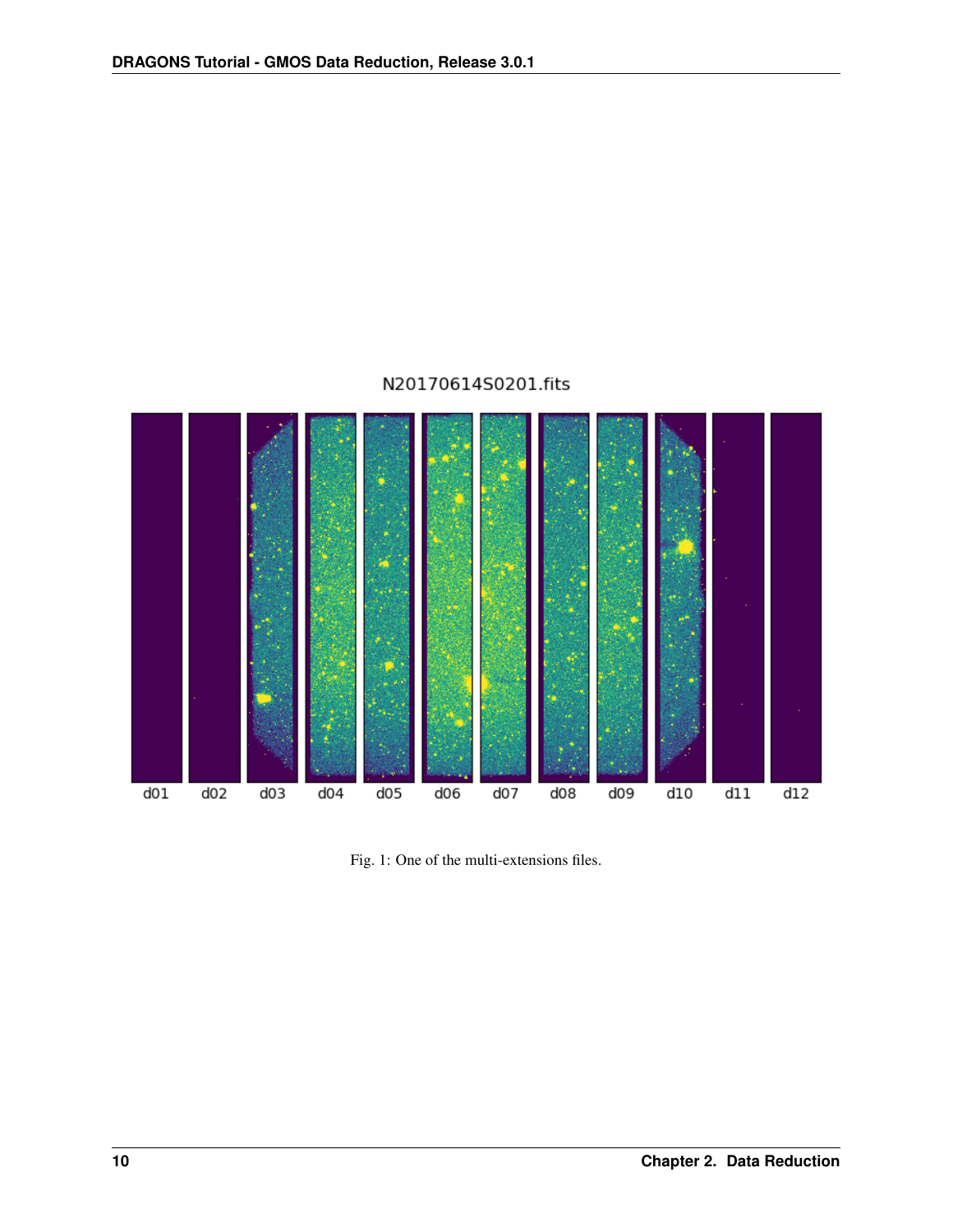N20170614S0201.fits

d01 d02 d03 d04 d05 d06 d07 d08 d09 d10 d11 d12

Fig. 1: One of the multi-extensions files.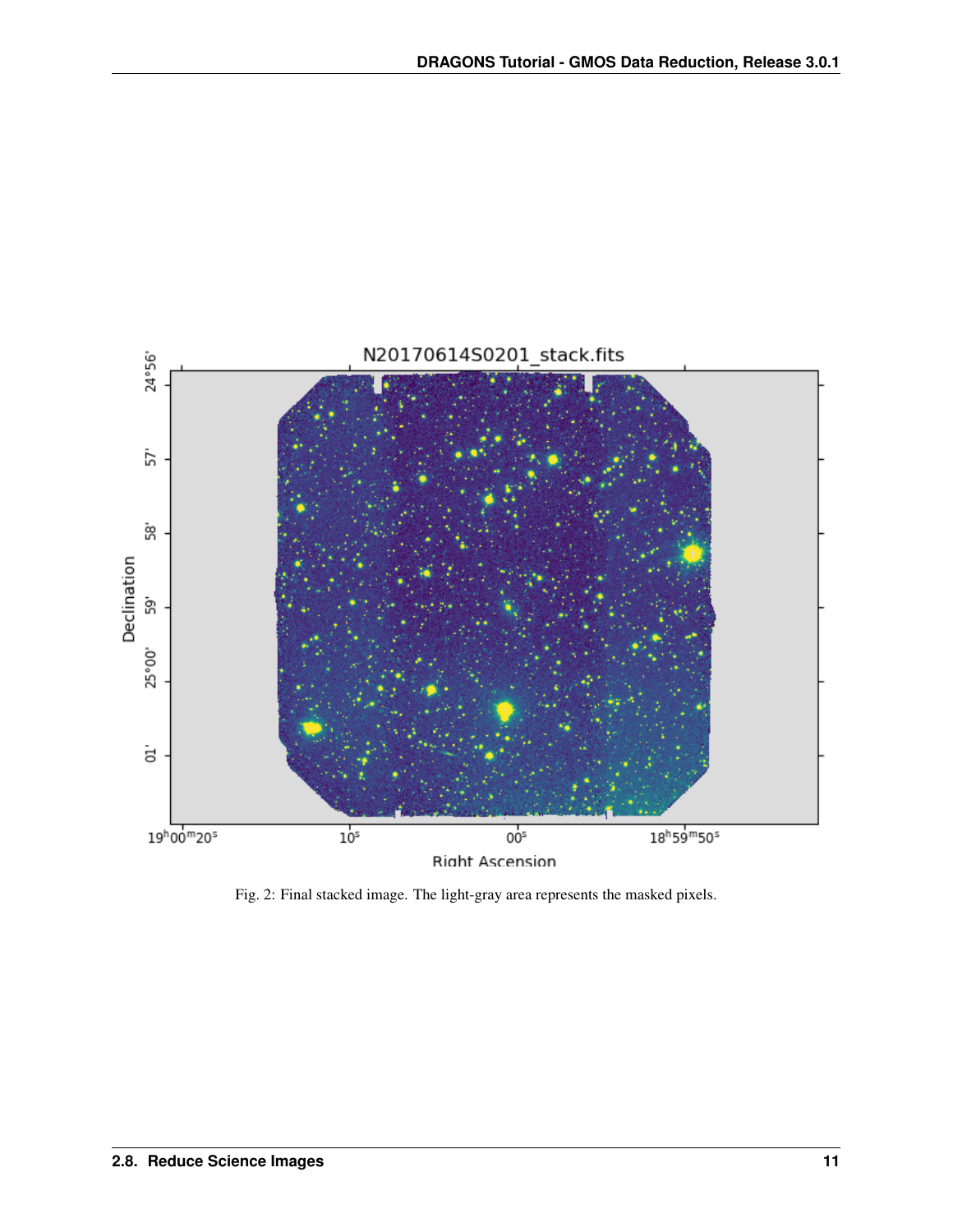N20170614S0201_stack.fits

Declination

24°56'

57'

58'

59'

25°00'

01'

Right Ascension

19h00m20s

10s

00s

18h59m50s

Fig. 2: Final stacked image. The light-gray area represents the masked pixels.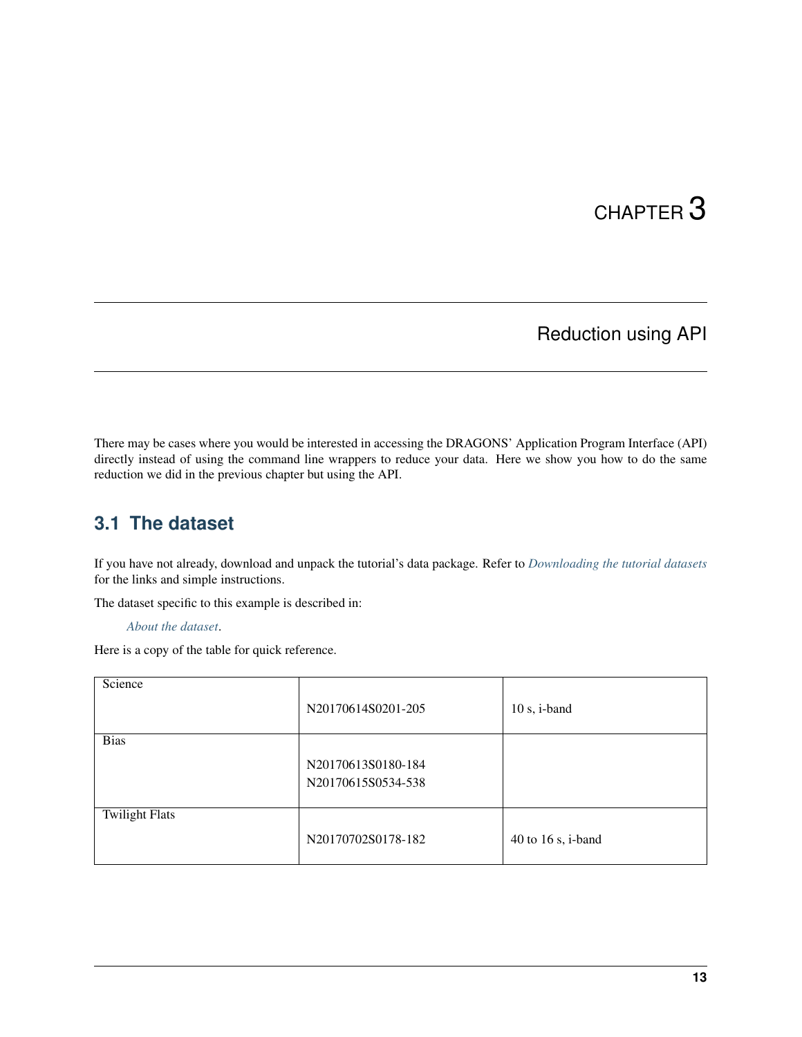# CHAPTER 3

## Reduction using API

There may be cases where you would be interested in accessing the DRAGONS' Application Program Interface (API) directly instead of using the command line wrappers to reduce your data. Here we show you how to do the same reduction we did in the previous chapter but using the API.

### 3.1 The dataset

If you have not already, download and unpack the tutorial's data package. Refer to *Downloading the tutorial datasets* for the links and simple instructions.

The dataset specific to this example is described in:

> *About the dataset*.

Here is a copy of the table for quick reference.

| | | |
|---|---|---|
| Science | N20170614S0201-205 | 10 s, i-band |
| Bias | N20170613S0180-184<br>N20170615S0534-538 | |
| Twilight Flats | N20170702S0178-182 | 40 to 16 s, i-band |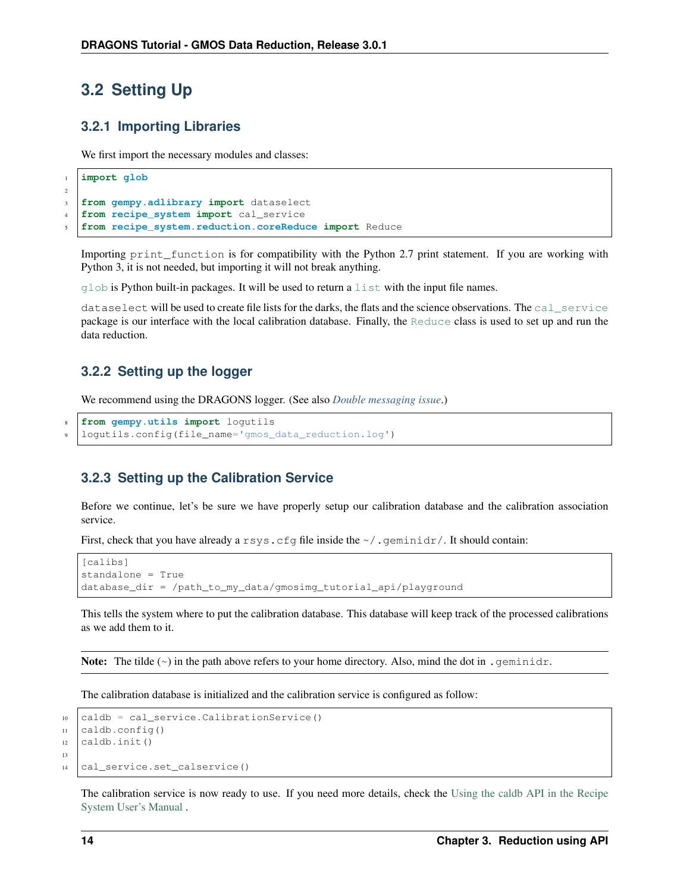## 3.2 Setting Up

### 3.2.1 Importing Libraries

We first import the necessary modules and classes:

```
import glob

from gempy.adlibrary import dataselect
from recipe_system import cal_service
from recipe_system.reduction.coreReduce import Reduce
```

Importing `print_function` is for compatibility with the Python 2.7 print statement. If you are working with Python 3, it is not needed, but importing it will not break anything.

`glob` is Python built-in packages. It will be used to return a `list` with the input file names.

`dataselect` will be used to create file lists for the darks, the flats and the science observations. The `cal_service` package is our interface with the local calibration database. Finally, the `Reduce` class is used to set up and run the data reduction.

### 3.2.2 Setting up the logger

We recommend using the DRAGONS logger. (See also *Double messaging issue*.)

```
from gempy.utils import logutils
logutils.config(file_name='gmos_data_reduction.log')
```

### 3.2.3 Setting up the Calibration Service

Before we continue, let's be sure we have properly setup our calibration database and the calibration association service.

First, check that you have already a `rsys.cfg` file inside the `~/.geminidr/`. It should contain:

```
[calibs]
standalone = True
database_dir = /path_to_my_data/gmosimg_tutorial_api/playground
```

This tells the system where to put the calibration database. This database will keep track of the processed calibrations as we add them to it.

**Note:** The tilde (~) in the path above refers to your home directory. Also, mind the dot in `.geminidr`.

The calibration database is initialized and the calibration service is configured as follow:

```
caldb = cal_service.CalibrationService()
caldb.config()
caldb.init()

cal_service.set_calservice()
```

The calibration service is now ready to use. If you need more details, check the Using the caldb API in the Recipe System User's Manual .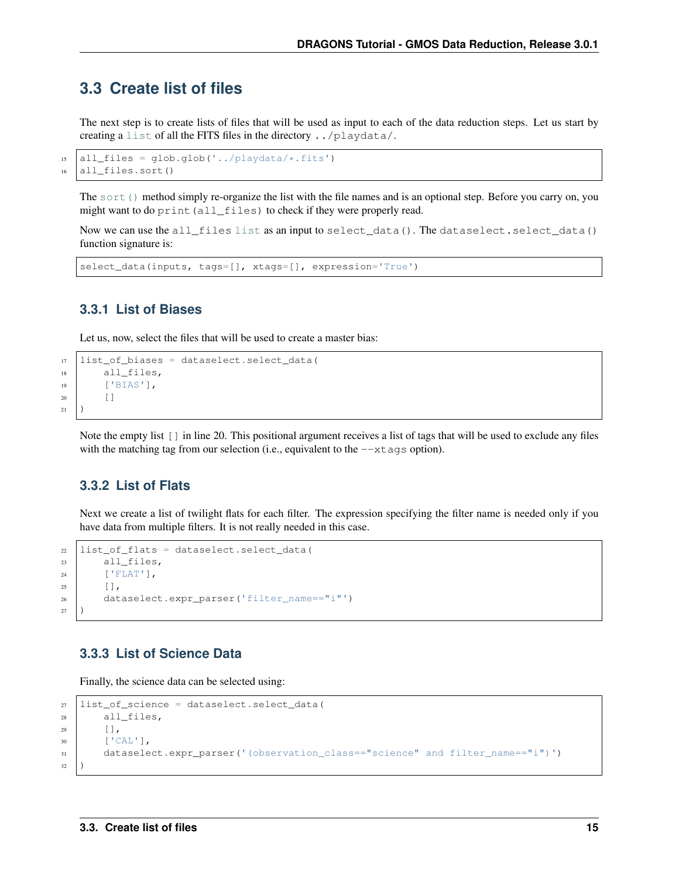## 3.3 Create list of files

The next step is to create lists of files that will be used as input to each of the data reduction steps. Let us start by creating a `list` of all the FITS files in the directory `../playdata/`.

```
all_files = glob.glob('../playdata/*.fits')
all_files.sort()
```

The `sort()` method simply re-organize the list with the file names and is an optional step. Before you carry on, you might want to do `print(all_files)` to check if they were properly read.

Now we can use the `all_files` `list` as an input to `select_data()`. The `dataselect.select_data()` function signature is:

```
select_data(inputs, tags=[], xtags=[], expression='True')
```

### 3.3.1 List of Biases

Let us, now, select the files that will be used to create a master bias:

```
list_of_biases = dataselect.select_data(
    all_files,
    ['BIAS'],
    []
)
```

Note the empty list `[]` in line 20. This positional argument receives a list of tags that will be used to exclude any files with the matching tag from our selection (i.e., equivalent to the `--xtags` option).

### 3.3.2 List of Flats

Next we create a list of twilight flats for each filter. The expression specifying the filter name is needed only if you have data from multiple filters. It is not really needed in this case.

```
list_of_flats = dataselect.select_data(
    all_files,
    ['FLAT'],
    [],
    dataselect.expr_parser('filter_name=="i"')
)
```

### 3.3.3 List of Science Data

Finally, the science data can be selected using:

```
list_of_science = dataselect.select_data(
    all_files,
    [],
    ['CAL'],
    dataselect.expr_parser('(observation_class=="science" and filter_name=="i")')
)
```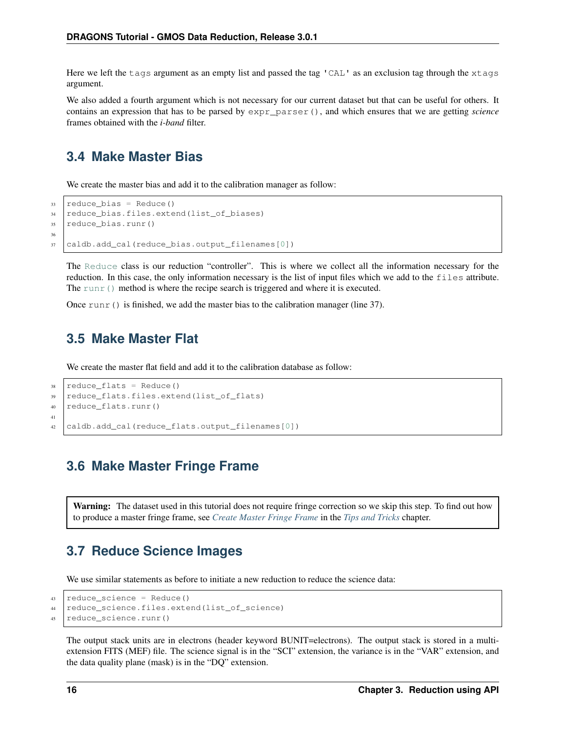Here we left the `tags` argument as an empty list and passed the tag `'CAL'` as an exclusion tag through the `xtags` argument.

We also added a fourth argument which is not necessary for our current dataset but that can be useful for others. It contains an expression that has to be parsed by `expr_parser()`, and which ensures that we are getting *science* frames obtained with the *i-band* filter.

## 3.4 Make Master Bias

We create the master bias and add it to the calibration manager as follow:

```
33 reduce_bias = Reduce()
34 reduce_bias.files.extend(list_of_biases)
35 reduce_bias.runr()
36
37 caldb.add_cal(reduce_bias.output_filenames[0])
```

The `Reduce` class is our reduction "controller". This is where we collect all the information necessary for the reduction. In this case, the only information necessary is the list of input files which we add to the `files` attribute. The `runr()` method is where the recipe search is triggered and where it is executed.

Once `runr()` is finished, we add the master bias to the calibration manager (line 37).

## 3.5 Make Master Flat

We create the master flat field and add it to the calibration database as follow:

```
38 reduce_flats = Reduce()
39 reduce_flats.files.extend(list_of_flats)
40 reduce_flats.runr()
41
42 caldb.add_cal(reduce_flats.output_filenames[0])
```

## 3.6 Make Master Fringe Frame

**Warning:** The dataset used in this tutorial does not require fringe correction so we skip this step. To find out how to produce a master fringe frame, see *Create Master Fringe Frame* in the *Tips and Tricks* chapter.

## 3.7 Reduce Science Images

We use similar statements as before to initiate a new reduction to reduce the science data:

```
43 reduce_science = Reduce()
44 reduce_science.files.extend(list_of_science)
45 reduce_science.runr()
```

The output stack units are in electrons (header keyword BUNIT=electrons). The output stack is stored in a multi-extension FITS (MEF) file. The science signal is in the "SCI" extension, the variance is in the "VAR" extension, and the data quality plane (mask) is in the "DQ" extension.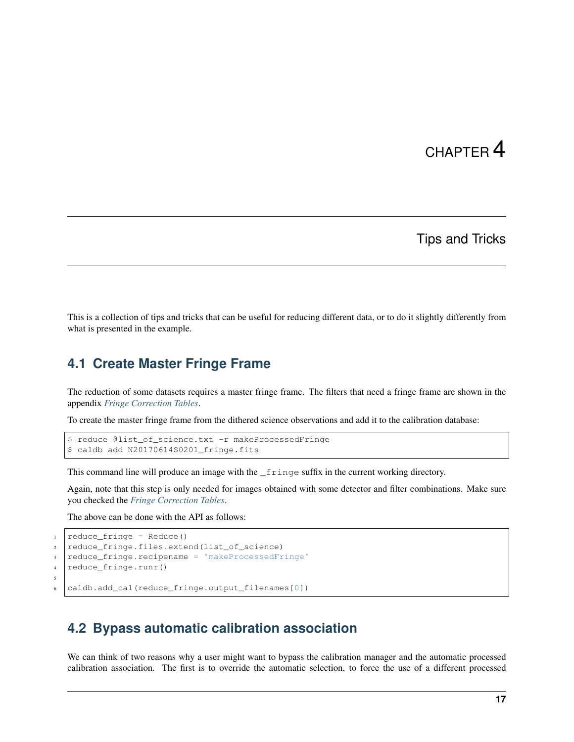# CHAPTER 4

# Tips and Tricks

This is a collection of tips and tricks that can be useful for reducing different data, or to do it slightly differently from what is presented in the example.

## 4.1 Create Master Fringe Frame

The reduction of some datasets requires a master fringe frame. The filters that need a fringe frame are shown in the appendix *Fringe Correction Tables*.

To create the master fringe frame from the dithered science observations and add it to the calibration database:

```
$ reduce @list_of_science.txt -r makeProcessedFringe
$ caldb add N20170614S0201_fringe.fits
```

This command line will produce an image with the `_fringe` suffix in the current working directory.

Again, note that this step is only needed for images obtained with some detector and filter combinations. Make sure you checked the *Fringe Correction Tables*.

The above can be done with the API as follows:

```
reduce_fringe = Reduce()
reduce_fringe.files.extend(list_of_science)
reduce_fringe.recipename = 'makeProcessedFringe'
reduce_fringe.runr()

caldb.add_cal(reduce_fringe.output_filenames[0])
```

## 4.2 Bypass automatic calibration association

We can think of two reasons why a user might want to bypass the calibration manager and the automatic processed calibration association. The first is to override the automatic selection, to force the use of a different processed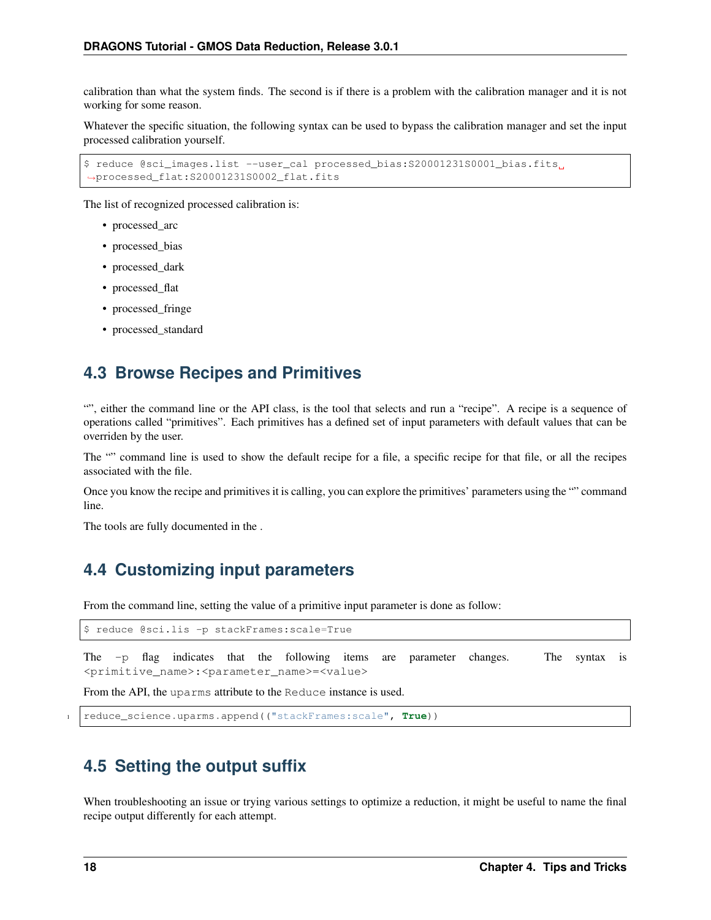calibration than what the system finds. The second is if there is a problem with the calibration manager and it is not working for some reason.

Whatever the specific situation, the following syntax can be used to bypass the calibration manager and set the input processed calibration yourself.

```
$ reduce @sci_images.list --user_cal processed_bias:S20001231S0001_bias.fits processed_flat:S20001231S0002_flat.fits
```

The list of recognized processed calibration is:

- processed_arc
- processed_bias
- processed_dark
- processed_flat
- processed_fringe
- processed_standard

## 4.3 Browse Recipes and Primitives

“”, either the command line or the API class, is the tool that selects and run a “recipe”. A recipe is a sequence of operations called “primitives”. Each primitives has a defined set of input parameters with default values that can be overriden by the user.

The “” command line is used to show the default recipe for a file, a specific recipe for that file, or all the recipes associated with the file.

Once you know the recipe and primitives it is calling, you can explore the primitives’ parameters using the “” command line.

The tools are fully documented in the .

## 4.4 Customizing input parameters

From the command line, setting the value of a primitive input parameter is done as follow:

```
$ reduce @sci.lis -p stackFrames:scale=True
```

The `-p` flag indicates that the following items are parameter changes. The syntax is `<primitive_name>:<parameter_name>=<value>`

From the API, the `uparms` attribute to the `Reduce` instance is used.

```
reduce_science.uparms.append(("stackFrames:scale", True))
```

## 4.5 Setting the output suffix

When troubleshooting an issue or trying various settings to optimize a reduction, it might be useful to name the final recipe output differently for each attempt.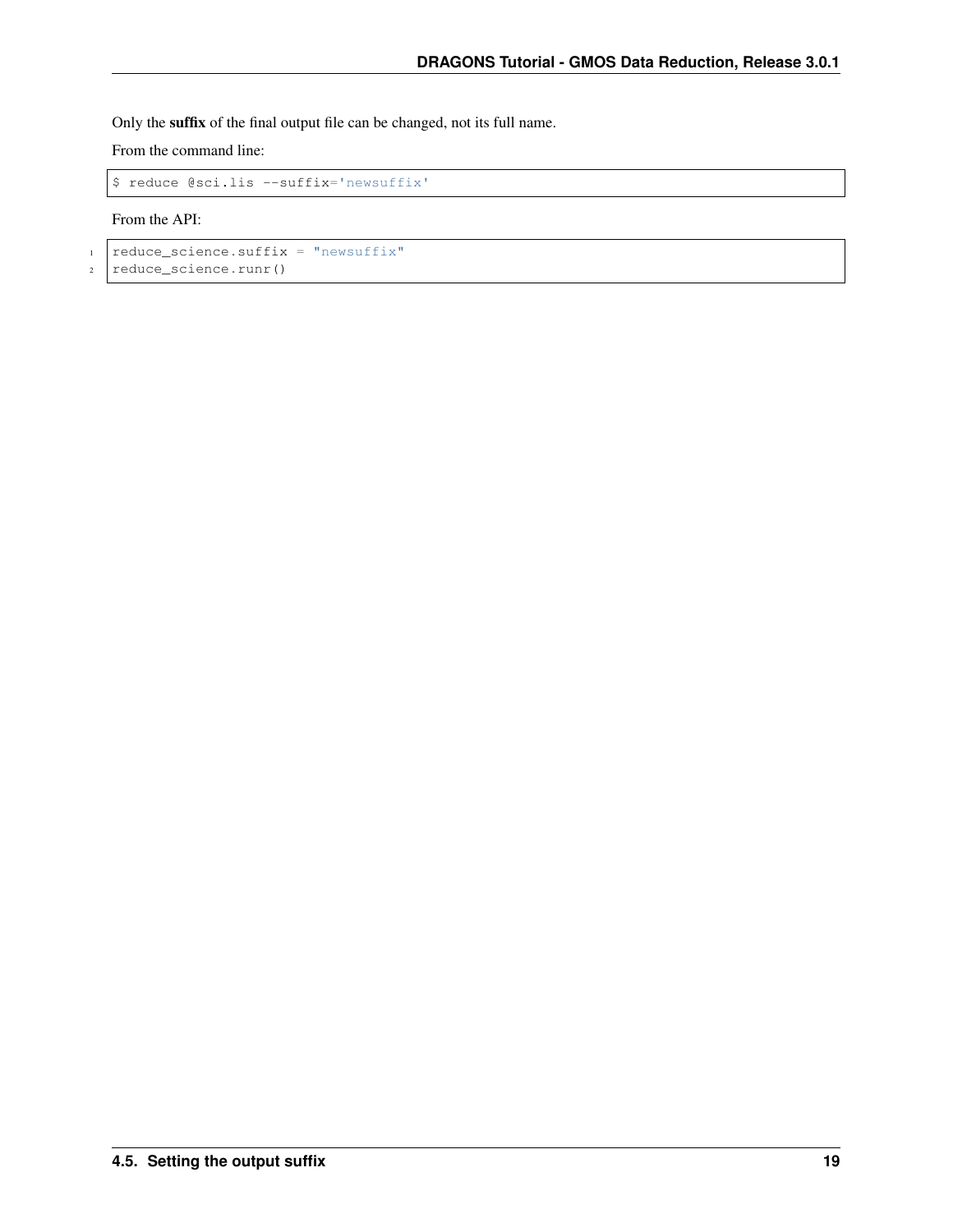Only the **suffix** of the final output file can be changed, not its full name.

From the command line:

```
$ reduce @sci.lis --suffix='newsuffix'
```

From the API:

```
reduce_science.suffix = "newsuffix"
reduce_science.runr()
```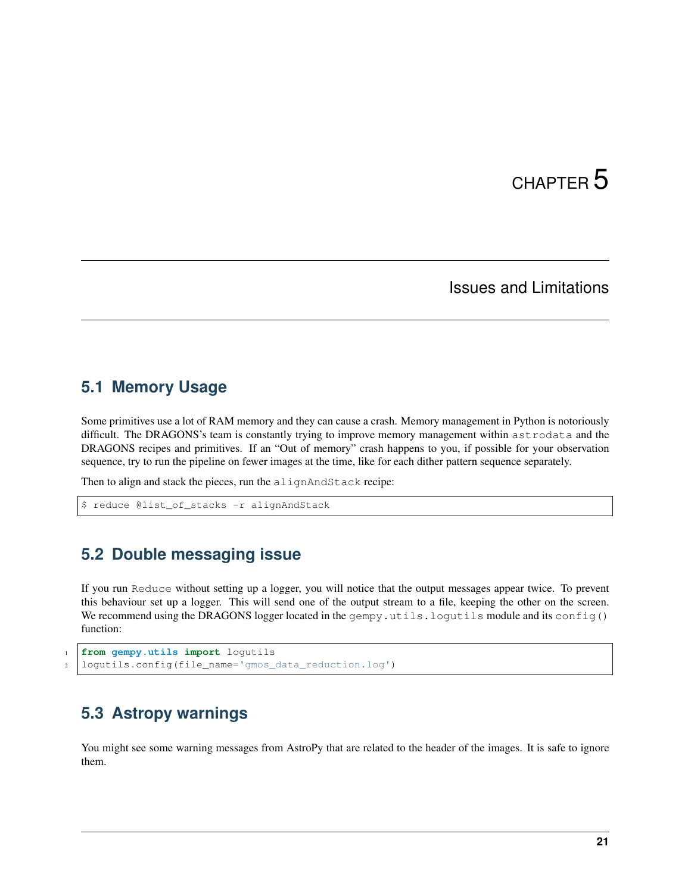# CHAPTER 5

# Issues and Limitations

## 5.1 Memory Usage

Some primitives use a lot of RAM memory and they can cause a crash. Memory management in Python is notoriously difficult. The DRAGONS's team is constantly trying to improve memory management within `astrodata` and the DRAGONS recipes and primitives. If an "Out of memory" crash happens to you, if possible for your observation sequence, try to run the pipeline on fewer images at the time, like for each dither pattern sequence separately.

Then to align and stack the pieces, run the `alignAndStack` recipe:

```
$ reduce @list_of_stacks -r alignAndStack
```

## 5.2 Double messaging issue

If you run `Reduce` without setting up a logger, you will notice that the output messages appear twice. To prevent this behaviour set up a logger. This will send one of the output stream to a file, keeping the other on the screen. We recommend using the DRAGONS logger located in the `gempy.utils.logutils` module and its `config()` function:

```python
from gempy.utils import logutils
logutils.config(file_name='gmos_data_reduction.log')
```

## 5.3 Astropy warnings

You might see some warning messages from AstroPy that are related to the header of the images. It is safe to ignore them.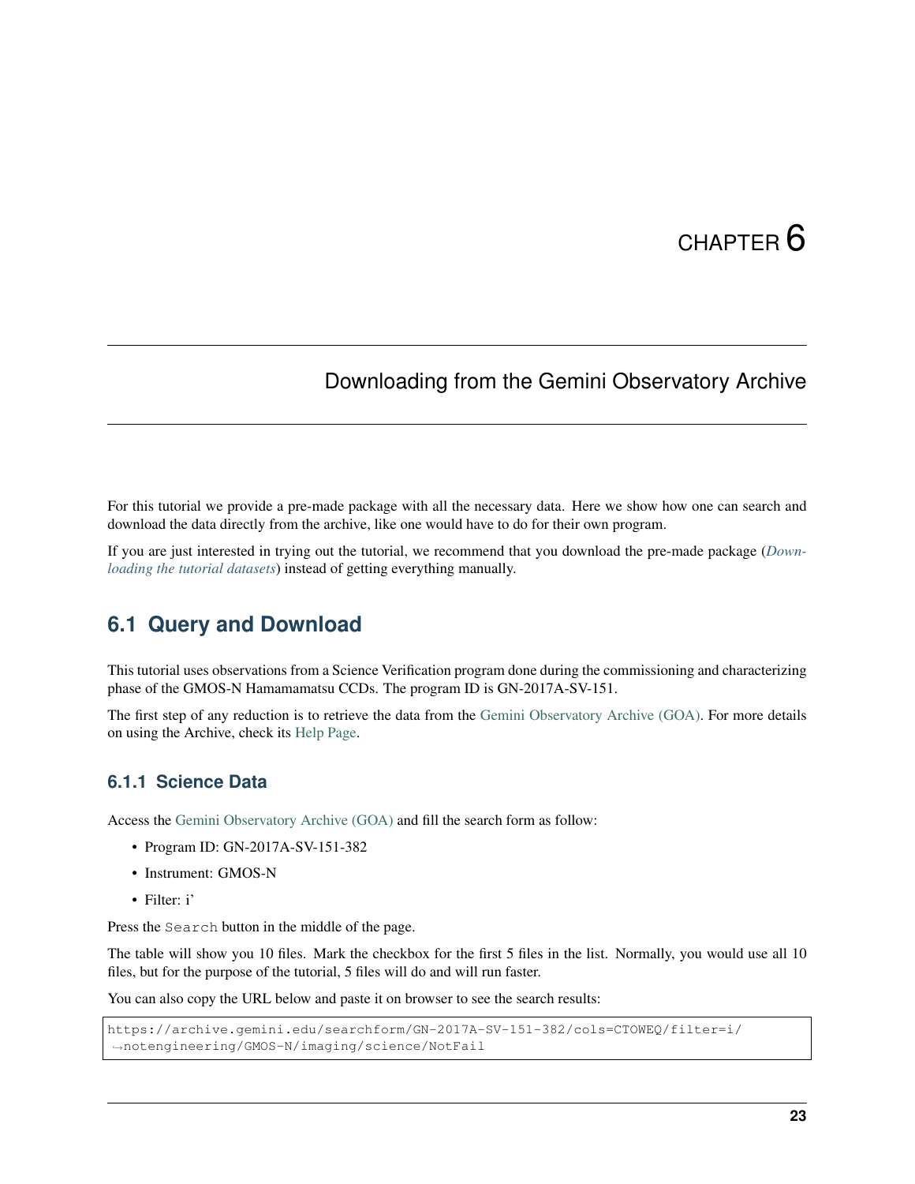# CHAPTER 6

## Downloading from the Gemini Observatory Archive

For this tutorial we provide a pre-made package with all the necessary data. Here we show how one can search and download the data directly from the archive, like one would have to do for their own program.

If you are just interested in trying out the tutorial, we recommend that you download the pre-made package (*Downloading the tutorial datasets*) instead of getting everything manually.

## 6.1 Query and Download

This tutorial uses observations from a Science Verification program done during the commissioning and characterizing phase of the GMOS-N Hamamamatsu CCDs. The program ID is GN-2017A-SV-151.

The first step of any reduction is to retrieve the data from the Gemini Observatory Archive (GOA). For more details on using the Archive, check its Help Page.

### 6.1.1 Science Data

Access the Gemini Observatory Archive (GOA) and fill the search form as follow:

- Program ID: GN-2017A-SV-151-382
- Instrument: GMOS-N
- Filter: i'

Press the `Search` button in the middle of the page.

The table will show you 10 files. Mark the checkbox for the first 5 files in the list. Normally, you would use all 10 files, but for the purpose of the tutorial, 5 files will do and will run faster.

You can also copy the URL below and paste it on browser to see the search results:

```
https://archive.gemini.edu/searchform/GN-2017A-SV-151-382/cols=CTOWEQ/filter=i/
↪notengineering/GMOS-N/imaging/science/NotFail
```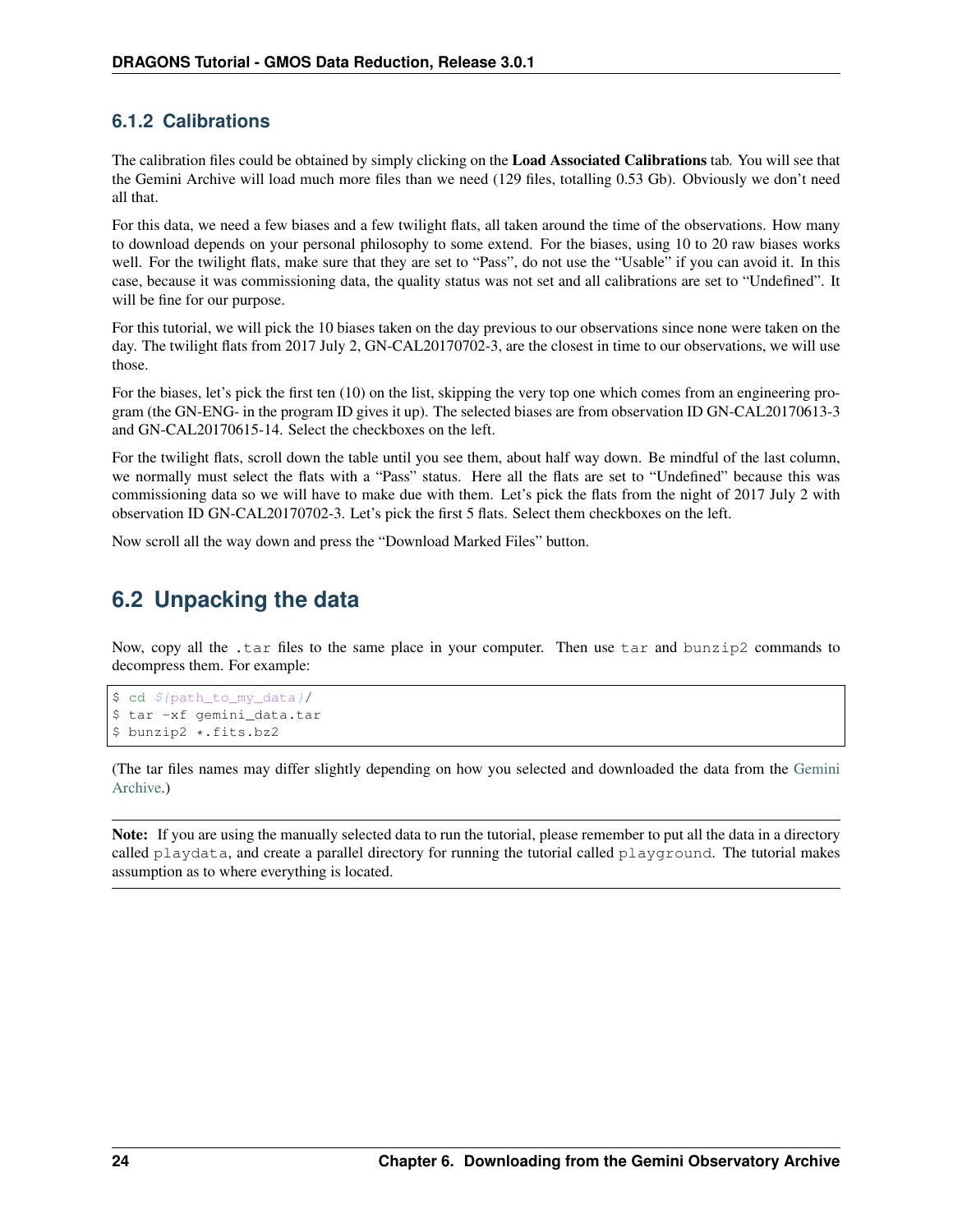### 6.1.2 Calibrations

The calibration files could be obtained by simply clicking on the **Load Associated Calibrations** tab. You will see that the Gemini Archive will load much more files than we need (129 files, totalling 0.53 Gb). Obviously we don't need all that.

For this data, we need a few biases and a few twilight flats, all taken around the time of the observations. How many to download depends on your personal philosophy to some extend. For the biases, using 10 to 20 raw biases works well. For the twilight flats, make sure that they are set to "Pass", do not use the "Usable" if you can avoid it. In this case, because it was commissioning data, the quality status was not set and all calibrations are set to "Undefined". It will be fine for our purpose.

For this tutorial, we will pick the 10 biases taken on the day previous to our observations since none were taken on the day. The twilight flats from 2017 July 2, GN-CAL20170702-3, are the closest in time to our observations, we will use those.

For the biases, let's pick the first ten (10) on the list, skipping the very top one which comes from an engineering program (the GN-ENG- in the program ID gives it up). The selected biases are from observation ID GN-CAL20170613-3 and GN-CAL20170615-14. Select the checkboxes on the left.

For the twilight flats, scroll down the table until you see them, about half way down. Be mindful of the last column, we normally must select the flats with a "Pass" status. Here all the flats are set to "Undefined" because this was commissioning data so we will have to make due with them. Let's pick the flats from the night of 2017 July 2 with observation ID GN-CAL20170702-3. Let's pick the first 5 flats. Select them checkboxes on the left.

Now scroll all the way down and press the "Download Marked Files" button.

## 6.2 Unpacking the data

Now, copy all the `.tar` files to the same place in your computer. Then use `tar` and `bunzip2` commands to decompress them. For example:

```
$ cd ${path_to_my_data}/
$ tar -xf gemini_data.tar
$ bunzip2 *.fits.bz2
```

(The tar files names may differ slightly depending on how you selected and downloaded the data from the Gemini Archive.)

**Note:** If you are using the manually selected data to run the tutorial, please remember to put all the data in a directory called `playdata`, and create a parallel directory for running the tutorial called `playground`. The tutorial makes assumption as to where everything is located.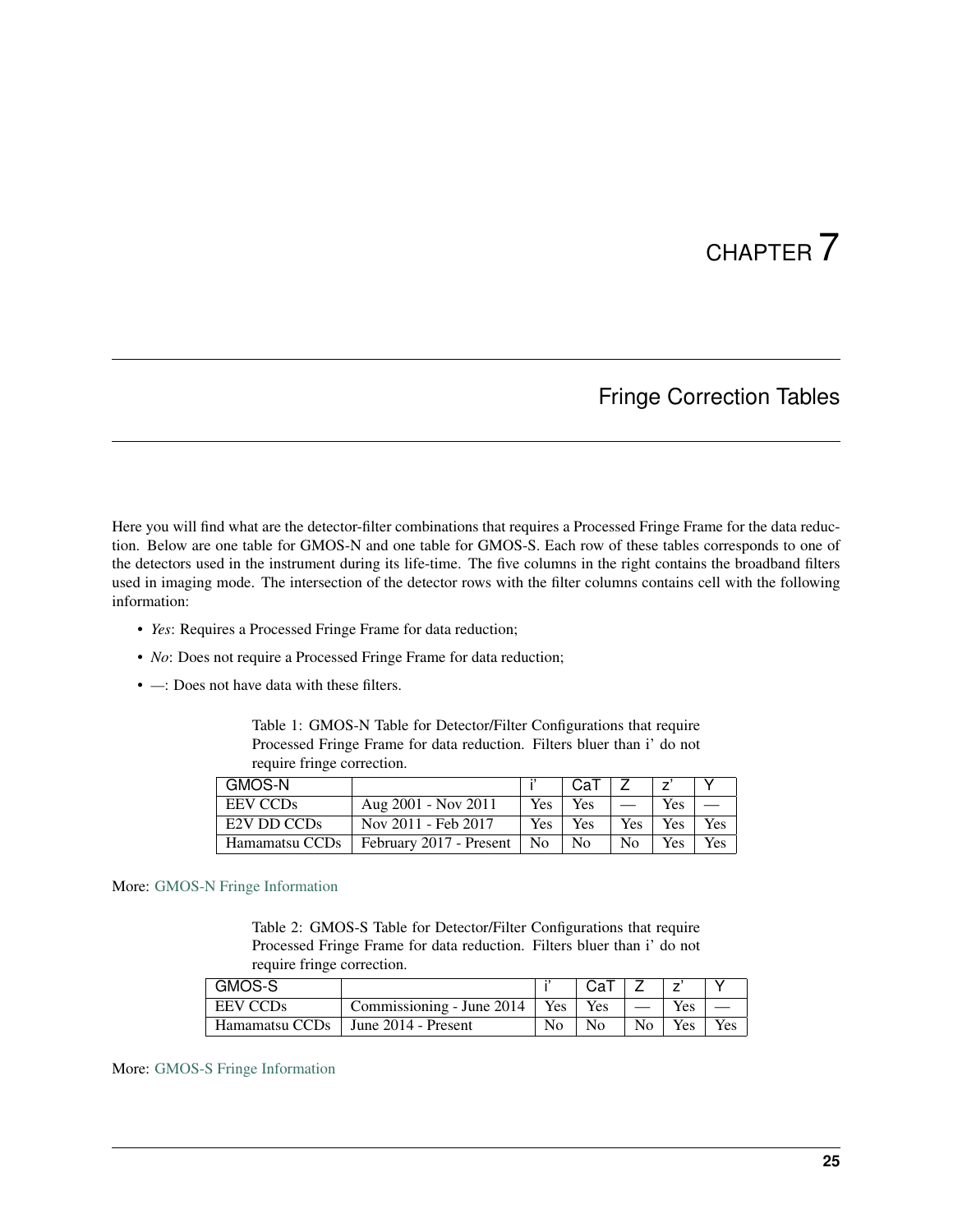# CHAPTER 7

## Fringe Correction Tables

Here you will find what are the detector-filter combinations that requires a Processed Fringe Frame for the data reduction. Below are one table for GMOS-N and one table for GMOS-S. Each row of these tables corresponds to one of the detectors used in the instrument during its life-time. The five columns in the right contains the broadband filters used in imaging mode. The intersection of the detector rows with the filter columns contains cell with the following information:

- *Yes*: Requires a Processed Fringe Frame for data reduction;
- *No*: Does not require a Processed Fringe Frame for data reduction;
- —: Does not have data with these filters.

Table 1: GMOS-N Table for Detector/Filter Configurations that require Processed Fringe Frame for data reduction. Filters bluer than i' do not require fringe correction.

| GMOS-N | | i' | CaT | Z | z' | Y |
|---|---|---|---|---|---|---|
| EEV CCDs | Aug 2001 - Nov 2011 | Yes | Yes | — | Yes | — |
| E2V DD CCDs | Nov 2011 - Feb 2017 | Yes | Yes | Yes | Yes | Yes |
| Hamamatsu CCDs | February 2017 - Present | No | No | No | Yes | Yes |

More: GMOS-N Fringe Information

Table 2: GMOS-S Table for Detector/Filter Configurations that require Processed Fringe Frame for data reduction. Filters bluer than i' do not require fringe correction.

| GMOS-S | | i' | CaT | Z | z' | Y |
|---|---|---|---|---|---|---|
| EEV CCDs | Commissioning - June 2014 | Yes | Yes | — | Yes | — |
| Hamamatsu CCDs | June 2014 - Present | No | No | No | Yes | Yes |

More: GMOS-S Fringe Information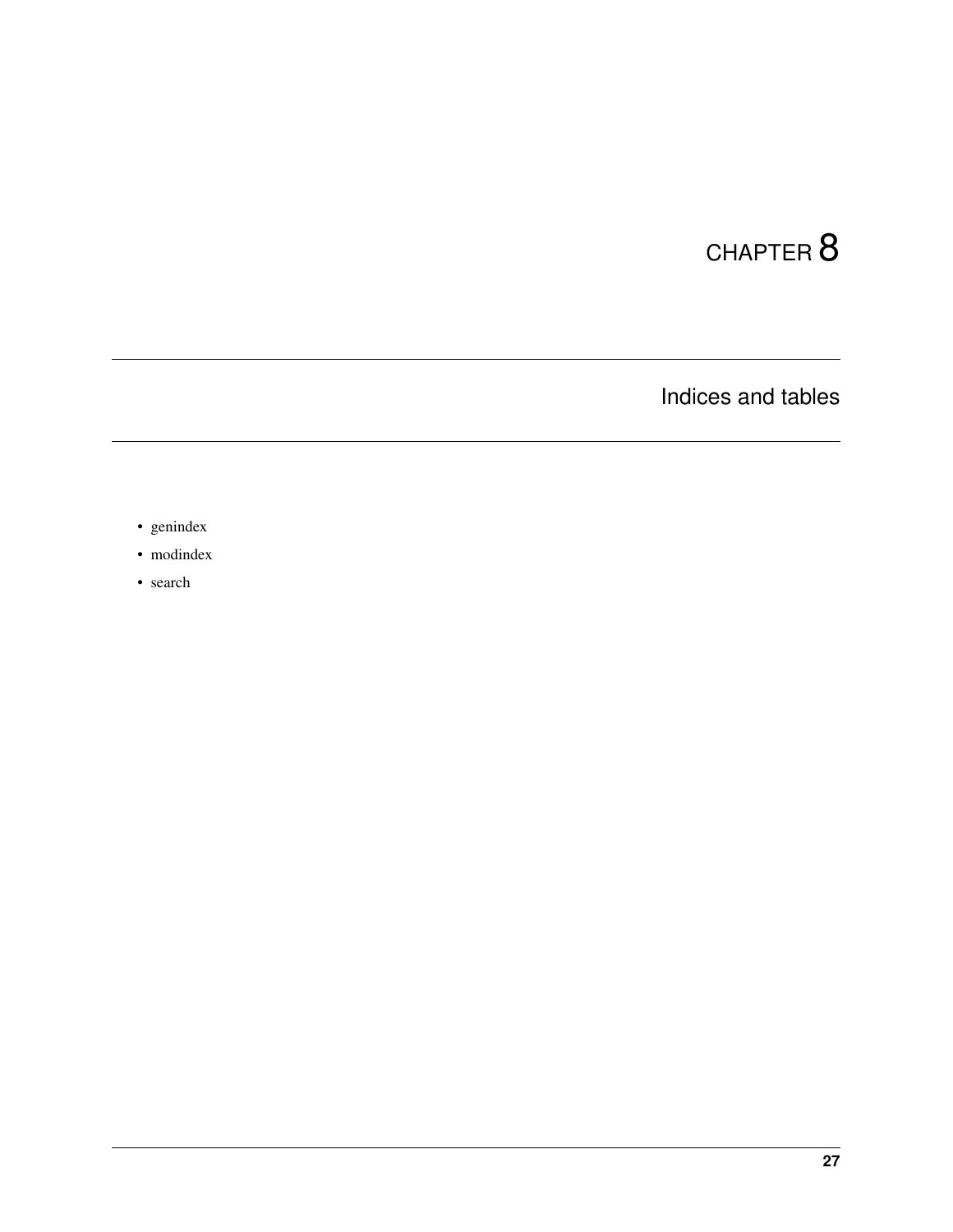# CHAPTER 8

## Indices and tables

- genindex
- modindex
- search